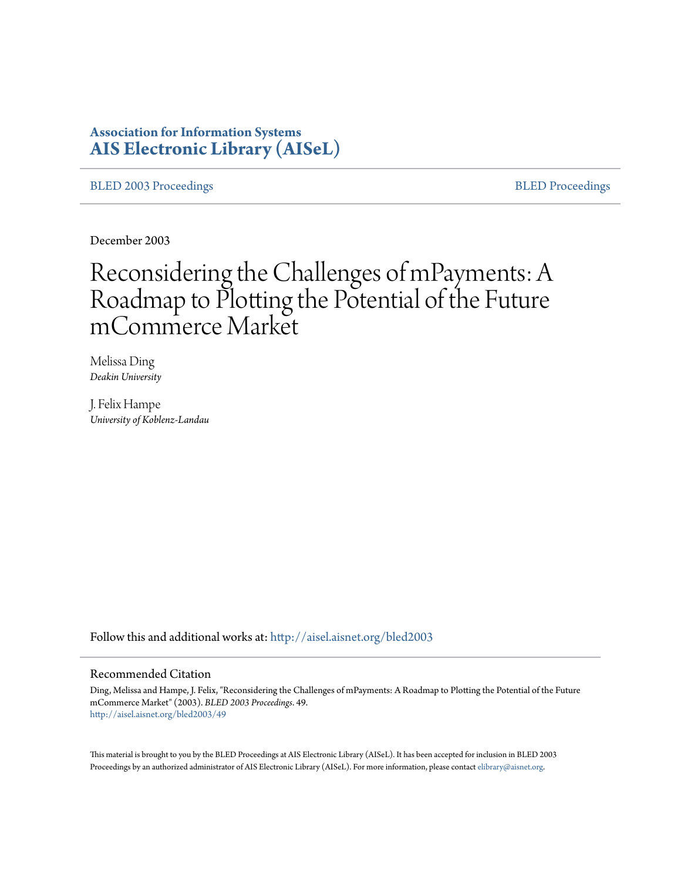**Association for Information Systems**
**AIS Electronic Library (AISeL)**

BLED 2003 Proceedings | BLED Proceedings

December 2003

# Reconsidering the Challenges of mPayments: A Roadmap to Plotting the Potential of the Future mCommerce Market

Melissa Ding
*Deakin University*

J. Felix Hampe
*University of Koblenz-Landau*

Follow this and additional works at: http://aisel.aisnet.org/bled2003

## Recommended Citation

Ding, Melissa and Hampe, J. Felix, "Reconsidering the Challenges of mPayments: A Roadmap to Plotting the Potential of the Future mCommerce Market" (2003). *BLED 2003 Proceedings*. 49.
http://aisel.aisnet.org/bled2003/49

This material is brought to you by the BLED Proceedings at AIS Electronic Library (AISeL). It has been accepted for inclusion in BLED 2003 Proceedings by an authorized administrator of AIS Electronic Library (AISeL). For more information, please contact elibrary@aisnet.org.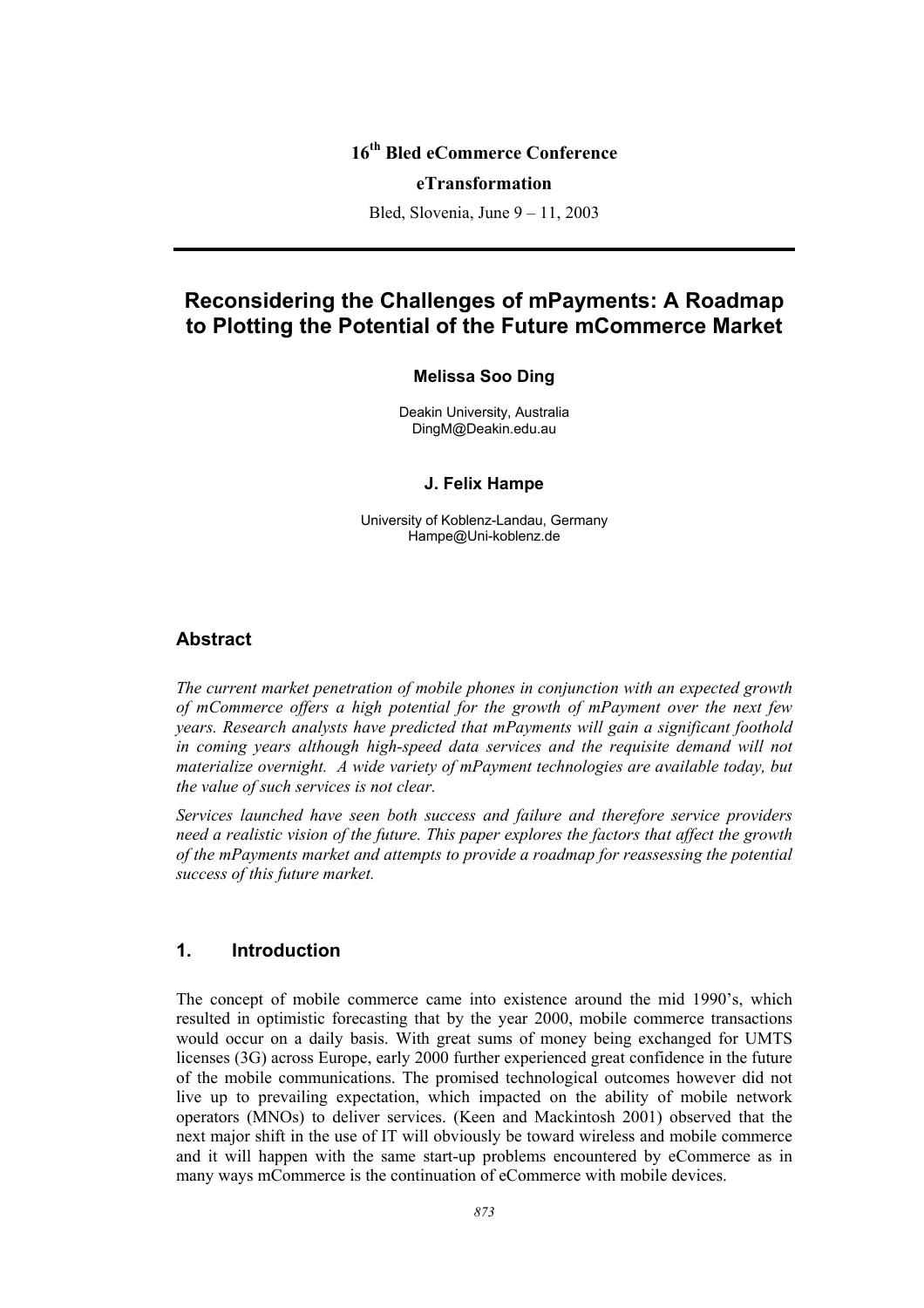16th Bled eCommerce Conference

**eTransformation**

Bled, Slovenia, June 9 – 11, 2003

---

# Reconsidering the Challenges of mPayments: A Roadmap to Plotting the Potential of the Future mCommerce Market

**Melissa Soo Ding**

Deakin University, Australia
DingM@Deakin.edu.au

**J. Felix Hampe**

University of Koblenz-Landau, Germany
Hampe@Uni-koblenz.de

## Abstract

*The current market penetration of mobile phones in conjunction with an expected growth of mCommerce offers a high potential for the growth of mPayment over the next few years. Research analysts have predicted that mPayments will gain a significant foothold in coming years although high-speed data services and the requisite demand will not materialize overnight. A wide variety of mPayment technologies are available today, but the value of such services is not clear.*

*Services launched have seen both success and failure and therefore service providers need a realistic vision of the future. This paper explores the factors that affect the growth of the mPayments market and attempts to provide a roadmap for reassessing the potential success of this future market.*

## 1. Introduction

The concept of mobile commerce came into existence around the mid 1990's, which resulted in optimistic forecasting that by the year 2000, mobile commerce transactions would occur on a daily basis. With great sums of money being exchanged for UMTS licenses (3G) across Europe, early 2000 further experienced great confidence in the future of the mobile communications. The promised technological outcomes however did not live up to prevailing expectation, which impacted on the ability of mobile network operators (MNOs) to deliver services. (Keen and Mackintosh 2001) observed that the next major shift in the use of IT will obviously be toward wireless and mobile commerce and it will happen with the same start-up problems encountered by eCommerce as in many ways mCommerce is the continuation of eCommerce with mobile devices.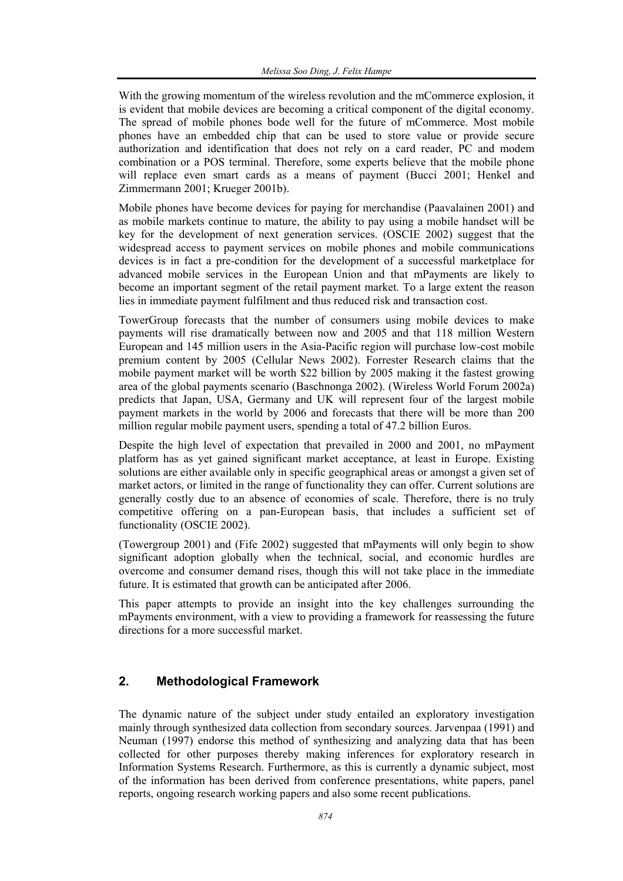With the growing momentum of the wireless revolution and the mCommerce explosion, it is evident that mobile devices are becoming a critical component of the digital economy. The spread of mobile phones bode well for the future of mCommerce. Most mobile phones have an embedded chip that can be used to store value or provide secure authorization and identification that does not rely on a card reader, PC and modem combination or a POS terminal. Therefore, some experts believe that the mobile phone will replace even smart cards as a means of payment (Bucci 2001; Henkel and Zimmermann 2001; Krueger 2001b).

Mobile phones have become devices for paying for merchandise (Paavalainen 2001) and as mobile markets continue to mature, the ability to pay using a mobile handset will be key for the development of next generation services. (OSCIE 2002) suggest that the widespread access to payment services on mobile phones and mobile communications devices is in fact a pre-condition for the development of a successful marketplace for advanced mobile services in the European Union and that mPayments are likely to become an important segment of the retail payment market. To a large extent the reason lies in immediate payment fulfilment and thus reduced risk and transaction cost.

TowerGroup forecasts that the number of consumers using mobile devices to make payments will rise dramatically between now and 2005 and that 118 million Western European and 145 million users in the Asia-Pacific region will purchase low-cost mobile premium content by 2005 (Cellular News 2002). Forrester Research claims that the mobile payment market will be worth $22 billion by 2005 making it the fastest growing area of the global payments scenario (Baschnonga 2002). (Wireless World Forum 2002a) predicts that Japan, USA, Germany and UK will represent four of the largest mobile payment markets in the world by 2006 and forecasts that there will be more than 200 million regular mobile payment users, spending a total of 47.2 billion Euros.

Despite the high level of expectation that prevailed in 2000 and 2001, no mPayment platform has as yet gained significant market acceptance, at least in Europe. Existing solutions are either available only in specific geographical areas or amongst a given set of market actors, or limited in the range of functionality they can offer. Current solutions are generally costly due to an absence of economies of scale. Therefore, there is no truly competitive offering on a pan-European basis, that includes a sufficient set of functionality (OSCIE 2002).

(Towergroup 2001) and (Fife 2002) suggested that mPayments will only begin to show significant adoption globally when the technical, social, and economic hurdles are overcome and consumer demand rises, though this will not take place in the immediate future. It is estimated that growth can be anticipated after 2006.

This paper attempts to provide an insight into the key challenges surrounding the mPayments environment, with a view to providing a framework for reassessing the future directions for a more successful market.

## 2. Methodological Framework

The dynamic nature of the subject under study entailed an exploratory investigation mainly through synthesized data collection from secondary sources. Jarvenpaa (1991) and Neuman (1997) endorse this method of synthesizing and analyzing data that has been collected for other purposes thereby making inferences for exploratory research in Information Systems Research. Furthermore, as this is currently a dynamic subject, most of the information has been derived from conference presentations, white papers, panel reports, ongoing research working papers and also some recent publications.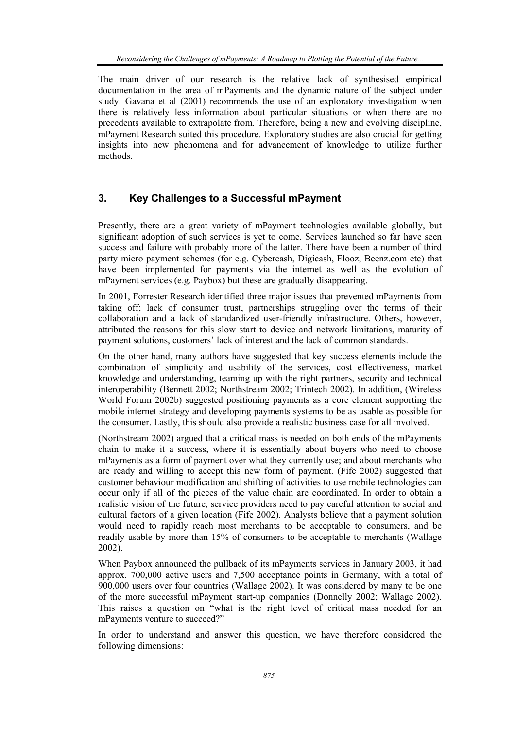The main driver of our research is the relative lack of synthesised empirical documentation in the area of mPayments and the dynamic nature of the subject under study. Gavana et al (2001) recommends the use of an exploratory investigation when there is relatively less information about particular situations or when there are no precedents available to extrapolate from. Therefore, being a new and evolving discipline, mPayment Research suited this procedure. Exploratory studies are also crucial for getting insights into new phenomena and for advancement of knowledge to utilize further methods.

## 3. Key Challenges to a Successful mPayment

Presently, there are a great variety of mPayment technologies available globally, but significant adoption of such services is yet to come. Services launched so far have seen success and failure with probably more of the latter. There have been a number of third party micro payment schemes (for e.g. Cybercash, Digicash, Flooz, Beenz.com etc) that have been implemented for payments via the internet as well as the evolution of mPayment services (e.g. Paybox) but these are gradually disappearing.

In 2001, Forrester Research identified three major issues that prevented mPayments from taking off; lack of consumer trust, partnerships struggling over the terms of their collaboration and a lack of standardized user-friendly infrastructure. Others, however, attributed the reasons for this slow start to device and network limitations, maturity of payment solutions, customers' lack of interest and the lack of common standards.

On the other hand, many authors have suggested that key success elements include the combination of simplicity and usability of the services, cost effectiveness, market knowledge and understanding, teaming up with the right partners, security and technical interoperability (Bennett 2002; Northstream 2002; Trintech 2002). In addition, (Wireless World Forum 2002b) suggested positioning payments as a core element supporting the mobile internet strategy and developing payments systems to be as usable as possible for the consumer. Lastly, this should also provide a realistic business case for all involved.

(Northstream 2002) argued that a critical mass is needed on both ends of the mPayments chain to make it a success, where it is essentially about buyers who need to choose mPayments as a form of payment over what they currently use; and about merchants who are ready and willing to accept this new form of payment. (Fife 2002) suggested that customer behaviour modification and shifting of activities to use mobile technologies can occur only if all of the pieces of the value chain are coordinated. In order to obtain a realistic vision of the future, service providers need to pay careful attention to social and cultural factors of a given location (Fife 2002). Analysts believe that a payment solution would need to rapidly reach most merchants to be acceptable to consumers, and be readily usable by more than 15% of consumers to be acceptable to merchants (Wallage 2002).

When Paybox announced the pullback of its mPayments services in January 2003, it had approx. 700,000 active users and 7,500 acceptance points in Germany, with a total of 900,000 users over four countries (Wallage 2002). It was considered by many to be one of the more successful mPayment start-up companies (Donnelly 2002; Wallage 2002). This raises a question on "what is the right level of critical mass needed for an mPayments venture to succeed?"

In order to understand and answer this question, we have therefore considered the following dimensions: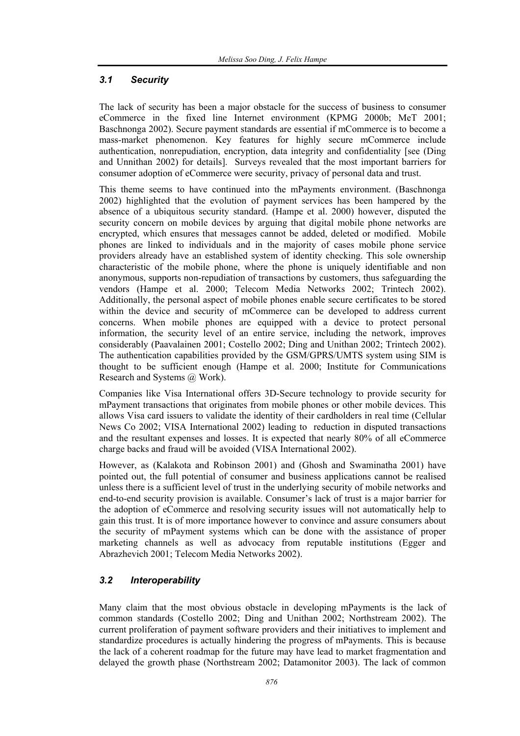### *3.1 Security*

The lack of security has been a major obstacle for the success of business to consumer eCommerce in the fixed line Internet environment (KPMG 2000b; MeT 2001; Baschnonga 2002). Secure payment standards are essential if mCommerce is to become a mass-market phenomenon. Key features for highly secure mCommerce include authentication, nonrepudiation, encryption, data integrity and confidentiality [see (Ding and Unnithan 2002) for details]. Surveys revealed that the most important barriers for consumer adoption of eCommerce were security, privacy of personal data and trust.

This theme seems to have continued into the mPayments environment. (Baschnonga 2002) highlighted that the evolution of payment services has been hampered by the absence of a ubiquitous security standard. (Hampe et al. 2000) however, disputed the security concern on mobile devices by arguing that digital mobile phone networks are encrypted, which ensures that messages cannot be added, deleted or modified. Mobile phones are linked to individuals and in the majority of cases mobile phone service providers already have an established system of identity checking. This sole ownership characteristic of the mobile phone, where the phone is uniquely identifiable and non anonymous, supports non-repudiation of transactions by customers, thus safeguarding the vendors (Hampe et al. 2000; Telecom Media Networks 2002; Trintech 2002). Additionally, the personal aspect of mobile phones enable secure certificates to be stored within the device and security of mCommerce can be developed to address current concerns. When mobile phones are equipped with a device to protect personal information, the security level of an entire service, including the network, improves considerably (Paavalainen 2001; Costello 2002; Ding and Unithan 2002; Trintech 2002). The authentication capabilities provided by the GSM/GPRS/UMTS system using SIM is thought to be sufficient enough (Hampe et al. 2000; Institute for Communications Research and Systems @ Work).

Companies like Visa International offers 3D-Secure technology to provide security for mPayment transactions that originates from mobile phones or other mobile devices. This allows Visa card issuers to validate the identity of their cardholders in real time (Cellular News Co 2002; VISA International 2002) leading to reduction in disputed transactions and the resultant expenses and losses. It is expected that nearly 80% of all eCommerce charge backs and fraud will be avoided (VISA International 2002).

However, as (Kalakota and Robinson 2001) and (Ghosh and Swaminatha 2001) have pointed out, the full potential of consumer and business applications cannot be realised unless there is a sufficient level of trust in the underlying security of mobile networks and end-to-end security provision is available. Consumer's lack of trust is a major barrier for the adoption of eCommerce and resolving security issues will not automatically help to gain this trust. It is of more importance however to convince and assure consumers about the security of mPayment systems which can be done with the assistance of proper marketing channels as well as advocacy from reputable institutions (Egger and Abrazhevich 2001; Telecom Media Networks 2002).

### *3.2 Interoperability*

Many claim that the most obvious obstacle in developing mPayments is the lack of common standards (Costello 2002; Ding and Unithan 2002; Northstream 2002). The current proliferation of payment software providers and their initiatives to implement and standardize procedures is actually hindering the progress of mPayments. This is because the lack of a coherent roadmap for the future may have lead to market fragmentation and delayed the growth phase (Northstream 2002; Datamonitor 2003). The lack of common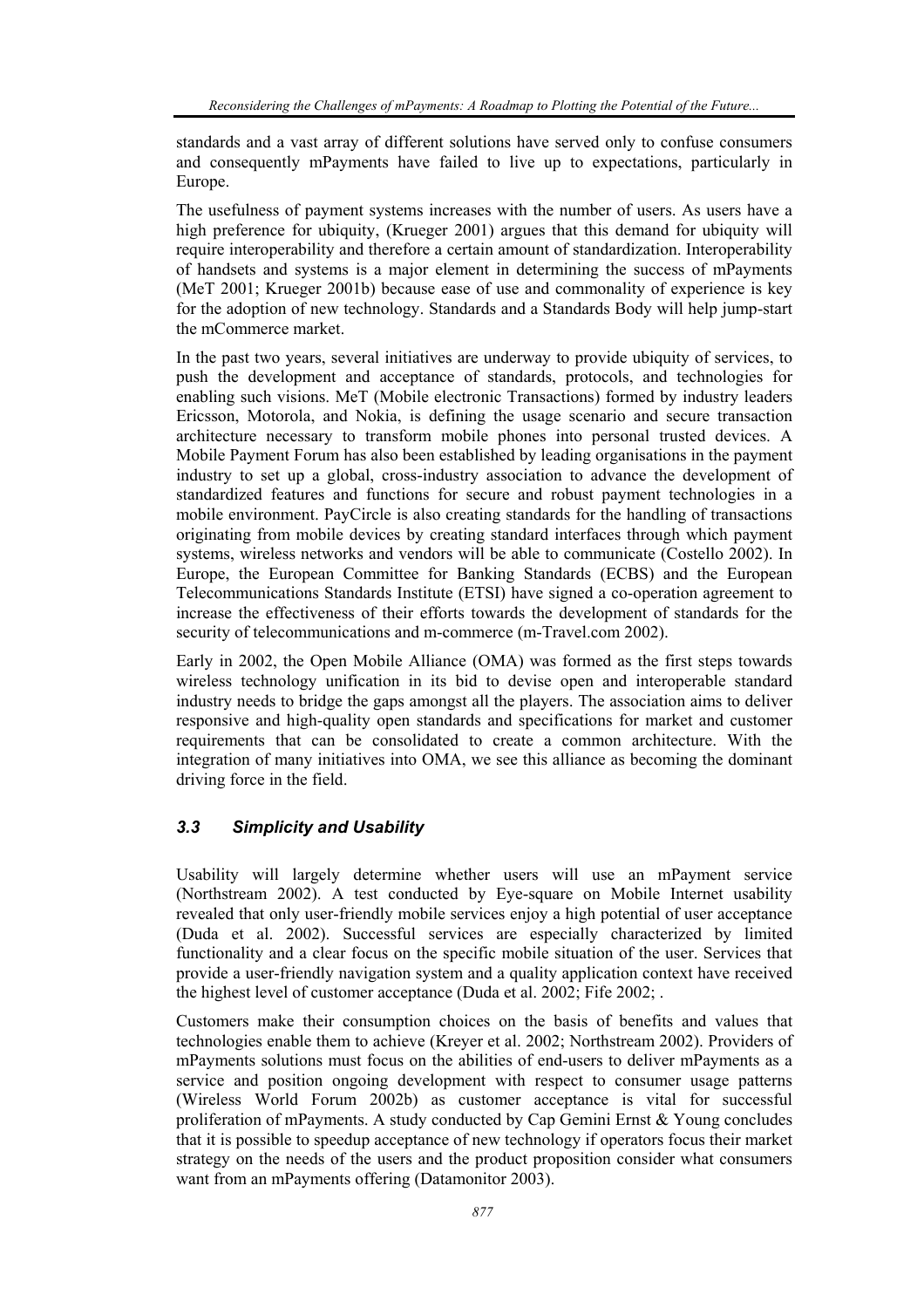standards and a vast array of different solutions have served only to confuse consumers and consequently mPayments have failed to live up to expectations, particularly in Europe.

The usefulness of payment systems increases with the number of users. As users have a high preference for ubiquity, (Krueger 2001) argues that this demand for ubiquity will require interoperability and therefore a certain amount of standardization. Interoperability of handsets and systems is a major element in determining the success of mPayments (MeT 2001; Krueger 2001b) because ease of use and commonality of experience is key for the adoption of new technology. Standards and a Standards Body will help jump-start the mCommerce market.

In the past two years, several initiatives are underway to provide ubiquity of services, to push the development and acceptance of standards, protocols, and technologies for enabling such visions. MeT (Mobile electronic Transactions) formed by industry leaders Ericsson, Motorola, and Nokia, is defining the usage scenario and secure transaction architecture necessary to transform mobile phones into personal trusted devices. A Mobile Payment Forum has also been established by leading organisations in the payment industry to set up a global, cross-industry association to advance the development of standardized features and functions for secure and robust payment technologies in a mobile environment. PayCircle is also creating standards for the handling of transactions originating from mobile devices by creating standard interfaces through which payment systems, wireless networks and vendors will be able to communicate (Costello 2002). In Europe, the European Committee for Banking Standards (ECBS) and the European Telecommunications Standards Institute (ETSI) have signed a co-operation agreement to increase the effectiveness of their efforts towards the development of standards for the security of telecommunications and m-commerce (m-Travel.com 2002).

Early in 2002, the Open Mobile Alliance (OMA) was formed as the first steps towards wireless technology unification in its bid to devise open and interoperable standard industry needs to bridge the gaps amongst all the players. The association aims to deliver responsive and high-quality open standards and specifications for market and customer requirements that can be consolidated to create a common architecture. With the integration of many initiatives into OMA, we see this alliance as becoming the dominant driving force in the field.

### *3.3 Simplicity and Usability*

Usability will largely determine whether users will use an mPayment service (Northstream 2002). A test conducted by Eye-square on Mobile Internet usability revealed that only user-friendly mobile services enjoy a high potential of user acceptance (Duda et al. 2002). Successful services are especially characterized by limited functionality and a clear focus on the specific mobile situation of the user. Services that provide a user-friendly navigation system and a quality application context have received the highest level of customer acceptance (Duda et al. 2002; Fife 2002; .

Customers make their consumption choices on the basis of benefits and values that technologies enable them to achieve (Kreyer et al. 2002; Northstream 2002). Providers of mPayments solutions must focus on the abilities of end-users to deliver mPayments as a service and position ongoing development with respect to consumer usage patterns (Wireless World Forum 2002b) as customer acceptance is vital for successful proliferation of mPayments. A study conducted by Cap Gemini Ernst & Young concludes that it is possible to speedup acceptance of new technology if operators focus their market strategy on the needs of the users and the product proposition consider what consumers want from an mPayments offering (Datamonitor 2003).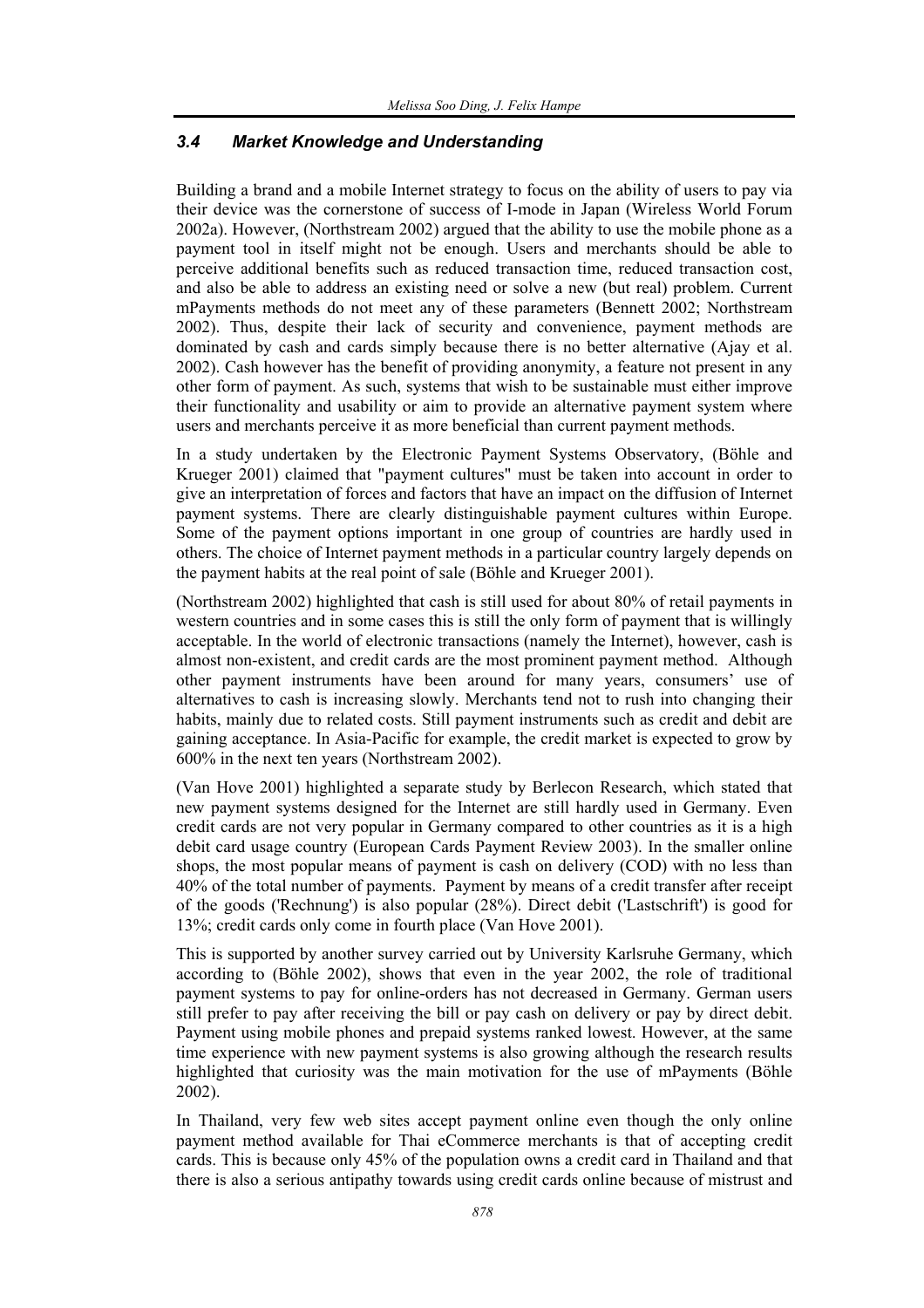### *3.4 Market Knowledge and Understanding*

Building a brand and a mobile Internet strategy to focus on the ability of users to pay via their device was the cornerstone of success of I-mode in Japan (Wireless World Forum 2002a). However, (Northstream 2002) argued that the ability to use the mobile phone as a payment tool in itself might not be enough. Users and merchants should be able to perceive additional benefits such as reduced transaction time, reduced transaction cost, and also be able to address an existing need or solve a new (but real) problem. Current mPayments methods do not meet any of these parameters (Bennett 2002; Northstream 2002). Thus, despite their lack of security and convenience, payment methods are dominated by cash and cards simply because there is no better alternative (Ajay et al. 2002). Cash however has the benefit of providing anonymity, a feature not present in any other form of payment. As such, systems that wish to be sustainable must either improve their functionality and usability or aim to provide an alternative payment system where users and merchants perceive it as more beneficial than current payment methods.

In a study undertaken by the Electronic Payment Systems Observatory, (Böhle and Krueger 2001) claimed that "payment cultures" must be taken into account in order to give an interpretation of forces and factors that have an impact on the diffusion of Internet payment systems. There are clearly distinguishable payment cultures within Europe. Some of the payment options important in one group of countries are hardly used in others. The choice of Internet payment methods in a particular country largely depends on the payment habits at the real point of sale (Böhle and Krueger 2001).

(Northstream 2002) highlighted that cash is still used for about 80% of retail payments in western countries and in some cases this is still the only form of payment that is willingly acceptable. In the world of electronic transactions (namely the Internet), however, cash is almost non-existent, and credit cards are the most prominent payment method. Although other payment instruments have been around for many years, consumers' use of alternatives to cash is increasing slowly. Merchants tend not to rush into changing their habits, mainly due to related costs. Still payment instruments such as credit and debit are gaining acceptance. In Asia-Pacific for example, the credit market is expected to grow by 600% in the next ten years (Northstream 2002).

(Van Hove 2001) highlighted a separate study by Berlecon Research, which stated that new payment systems designed for the Internet are still hardly used in Germany. Even credit cards are not very popular in Germany compared to other countries as it is a high debit card usage country (European Cards Payment Review 2003). In the smaller online shops, the most popular means of payment is cash on delivery (COD) with no less than 40% of the total number of payments. Payment by means of a credit transfer after receipt of the goods ('Rechnung') is also popular (28%). Direct debit ('Lastschrift') is good for 13%; credit cards only come in fourth place (Van Hove 2001).

This is supported by another survey carried out by University Karlsruhe Germany, which according to (Böhle 2002), shows that even in the year 2002, the role of traditional payment systems to pay for online-orders has not decreased in Germany. German users still prefer to pay after receiving the bill or pay cash on delivery or pay by direct debit. Payment using mobile phones and prepaid systems ranked lowest. However, at the same time experience with new payment systems is also growing although the research results highlighted that curiosity was the main motivation for the use of mPayments (Böhle 2002).

In Thailand, very few web sites accept payment online even though the only online payment method available for Thai eCommerce merchants is that of accepting credit cards. This is because only 45% of the population owns a credit card in Thailand and that there is also a serious antipathy towards using credit cards online because of mistrust and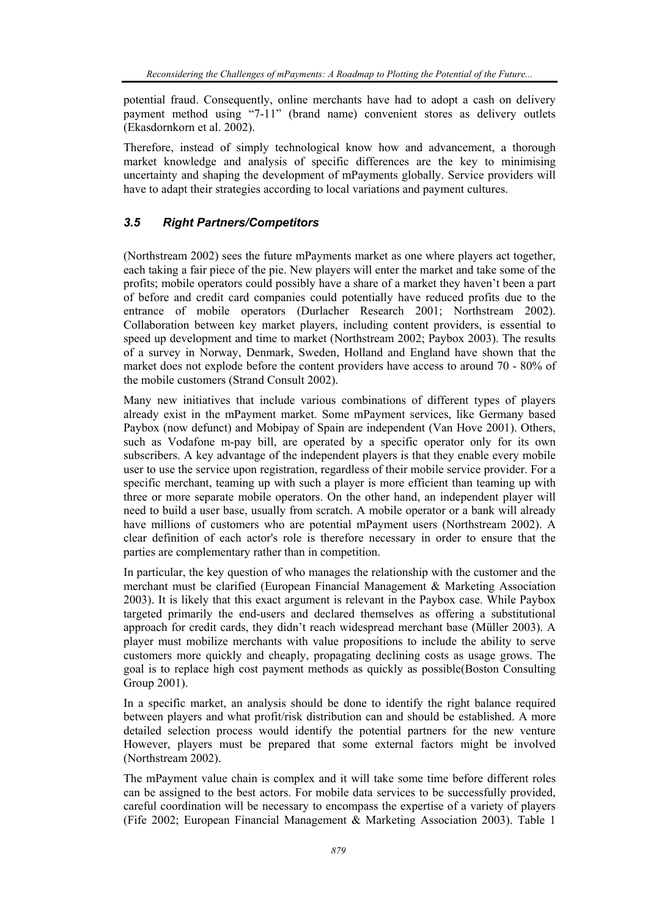potential fraud. Consequently, online merchants have had to adopt a cash on delivery payment method using "7-11" (brand name) convenient stores as delivery outlets (Ekasdornkorn et al. 2002).

Therefore, instead of simply technological know how and advancement, a thorough market knowledge and analysis of specific differences are the key to minimising uncertainty and shaping the development of mPayments globally. Service providers will have to adapt their strategies according to local variations and payment cultures.

### *3.5 Right Partners/Competitors*

(Northstream 2002) sees the future mPayments market as one where players act together, each taking a fair piece of the pie. New players will enter the market and take some of the profits; mobile operators could possibly have a share of a market they haven't been a part of before and credit card companies could potentially have reduced profits due to the entrance of mobile operators (Durlacher Research 2001; Northstream 2002). Collaboration between key market players, including content providers, is essential to speed up development and time to market (Northstream 2002; Paybox 2003). The results of a survey in Norway, Denmark, Sweden, Holland and England have shown that the market does not explode before the content providers have access to around 70 - 80% of the mobile customers (Strand Consult 2002).

Many new initiatives that include various combinations of different types of players already exist in the mPayment market. Some mPayment services, like Germany based Paybox (now defunct) and Mobipay of Spain are independent (Van Hove 2001). Others, such as Vodafone m-pay bill, are operated by a specific operator only for its own subscribers. A key advantage of the independent players is that they enable every mobile user to use the service upon registration, regardless of their mobile service provider. For a specific merchant, teaming up with such a player is more efficient than teaming up with three or more separate mobile operators. On the other hand, an independent player will need to build a user base, usually from scratch. A mobile operator or a bank will already have millions of customers who are potential mPayment users (Northstream 2002). A clear definition of each actor's role is therefore necessary in order to ensure that the parties are complementary rather than in competition.

In particular, the key question of who manages the relationship with the customer and the merchant must be clarified (European Financial Management & Marketing Association 2003). It is likely that this exact argument is relevant in the Paybox case. While Paybox targeted primarily the end-users and declared themselves as offering a substitutional approach for credit cards, they didn't reach widespread merchant base (Müller 2003). A player must mobilize merchants with value propositions to include the ability to serve customers more quickly and cheaply, propagating declining costs as usage grows. The goal is to replace high cost payment methods as quickly as possible(Boston Consulting Group 2001).

In a specific market, an analysis should be done to identify the right balance required between players and what profit/risk distribution can and should be established. A more detailed selection process would identify the potential partners for the new venture However, players must be prepared that some external factors might be involved (Northstream 2002).

The mPayment value chain is complex and it will take some time before different roles can be assigned to the best actors. For mobile data services to be successfully provided, careful coordination will be necessary to encompass the expertise of a variety of players (Fife 2002; European Financial Management & Marketing Association 2003). Table 1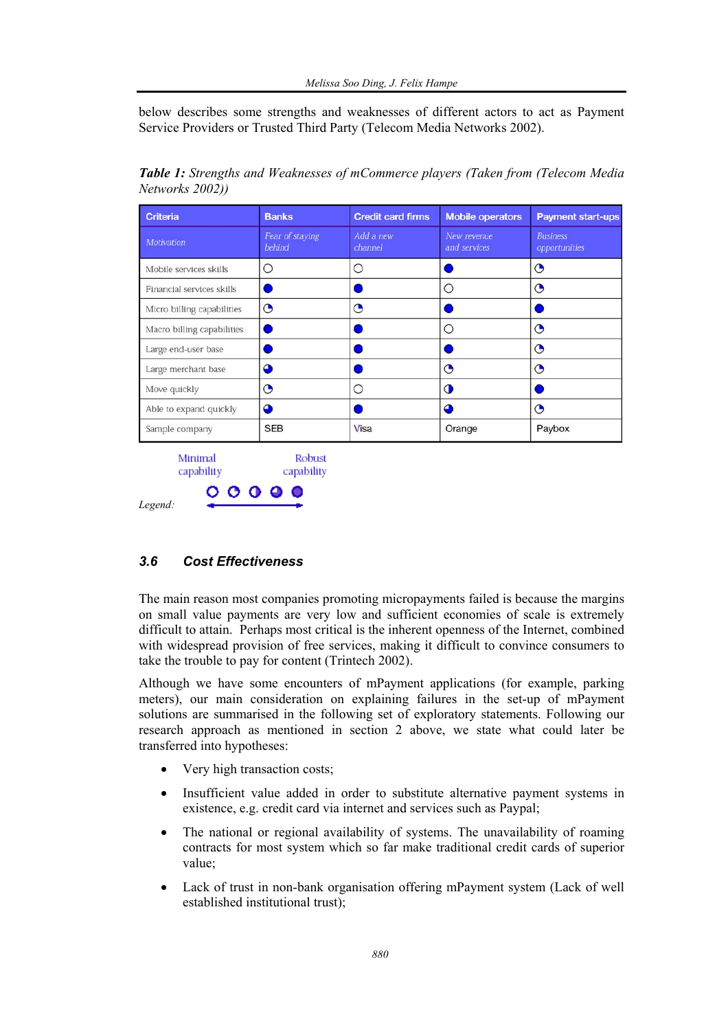below describes some strengths and weaknesses of different actors to act as Payment Service Providers or Trusted Third Party (Telecom Media Networks 2002).

***Table 1:*** *Strengths and Weaknesses of mCommerce players (Taken from (Telecom Media Networks 2002))*

| Criteria | Banks | Credit card firms | Mobile operators | Payment start-ups |
|---|---|---|---|---|
| *Motivation* | *Fear of staying behind* | *Add a new channel* | *New revenue and services* | *Business opportunities* |
| Mobile services skills | ○ | ○ | ● | ◔ |
| Financial services skills | ● | ● | ○ | ◔ |
| Micro billing capabilities | ◔ | ◔ | ● | ● |
| Macro billing capabilities | ● | ● | ○ | ◔ |
| Large end-user base | ● | ● | ● | ◔ |
| Large merchant base | ◕ | ● | ◔ | ◔ |
| Move quickly | ◔ | ○ | ◑ | ● |
| Able to expand quickly | ◕ | ● | ◕ | ◔ |
| Sample company | SEB | Visa | Orange | Paybox |

*Legend:* Minimal capability ○ ◔ ◑ ◕ ● Robust capability

## 3.6 Cost Effectiveness

The main reason most companies promoting micropayments failed is because the margins on small value payments are very low and sufficient economies of scale is extremely difficult to attain. Perhaps most critical is the inherent openness of the Internet, combined with widespread provision of free services, making it difficult to convince consumers to take the trouble to pay for content (Trintech 2002).

Although we have some encounters of mPayment applications (for example, parking meters), our main consideration on explaining failures in the set-up of mPayment solutions are summarised in the following set of exploratory statements. Following our research approach as mentioned in section 2 above, we state what could later be transferred into hypotheses:

- Very high transaction costs;
- Insufficient value added in order to substitute alternative payment systems in existence, e.g. credit card via internet and services such as Paypal;
- The national or regional availability of systems. The unavailability of roaming contracts for most system which so far make traditional credit cards of superior value;
- Lack of trust in non-bank organisation offering mPayment system (Lack of well established institutional trust);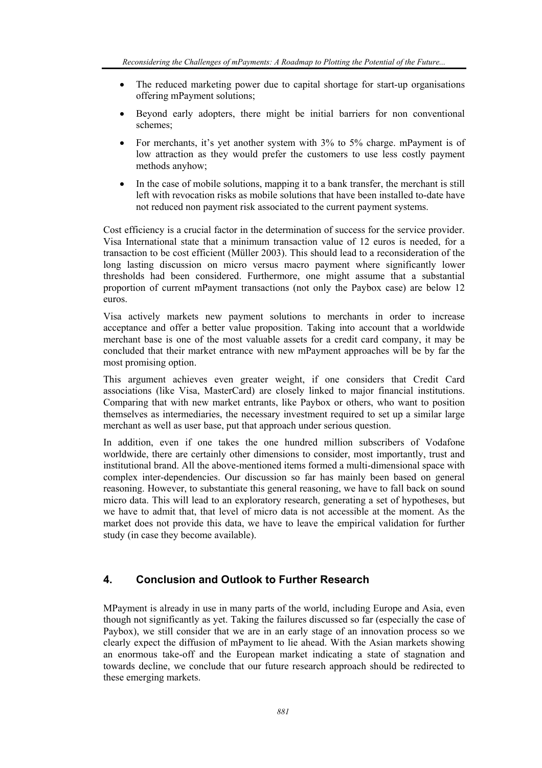- The reduced marketing power due to capital shortage for start-up organisations offering mPayment solutions;
- Beyond early adopters, there might be initial barriers for non conventional schemes;
- For merchants, it's yet another system with 3% to 5% charge. mPayment is of low attraction as they would prefer the customers to use less costly payment methods anyhow;
- In the case of mobile solutions, mapping it to a bank transfer, the merchant is still left with revocation risks as mobile solutions that have been installed to-date have not reduced non payment risk associated to the current payment systems.

Cost efficiency is a crucial factor in the determination of success for the service provider. Visa International state that a minimum transaction value of 12 euros is needed, for a transaction to be cost efficient (Müller 2003). This should lead to a reconsideration of the long lasting discussion on micro versus macro payment where significantly lower thresholds had been considered. Furthermore, one might assume that a substantial proportion of current mPayment transactions (not only the Paybox case) are below 12 euros.

Visa actively markets new payment solutions to merchants in order to increase acceptance and offer a better value proposition. Taking into account that a worldwide merchant base is one of the most valuable assets for a credit card company, it may be concluded that their market entrance with new mPayment approaches will be by far the most promising option.

This argument achieves even greater weight, if one considers that Credit Card associations (like Visa, MasterCard) are closely linked to major financial institutions. Comparing that with new market entrants, like Paybox or others, who want to position themselves as intermediaries, the necessary investment required to set up a similar large merchant as well as user base, put that approach under serious question.

In addition, even if one takes the one hundred million subscribers of Vodafone worldwide, there are certainly other dimensions to consider, most importantly, trust and institutional brand. All the above-mentioned items formed a multi-dimensional space with complex inter-dependencies. Our discussion so far has mainly been based on general reasoning. However, to substantiate this general reasoning, we have to fall back on sound micro data. This will lead to an exploratory research, generating a set of hypotheses, but we have to admit that, that level of micro data is not accessible at the moment. As the market does not provide this data, we have to leave the empirical validation for further study (in case they become available).

## 4. Conclusion and Outlook to Further Research

MPayment is already in use in many parts of the world, including Europe and Asia, even though not significantly as yet. Taking the failures discussed so far (especially the case of Paybox), we still consider that we are in an early stage of an innovation process so we clearly expect the diffusion of mPayment to lie ahead. With the Asian markets showing an enormous take-off and the European market indicating a state of stagnation and towards decline, we conclude that our future research approach should be redirected to these emerging markets.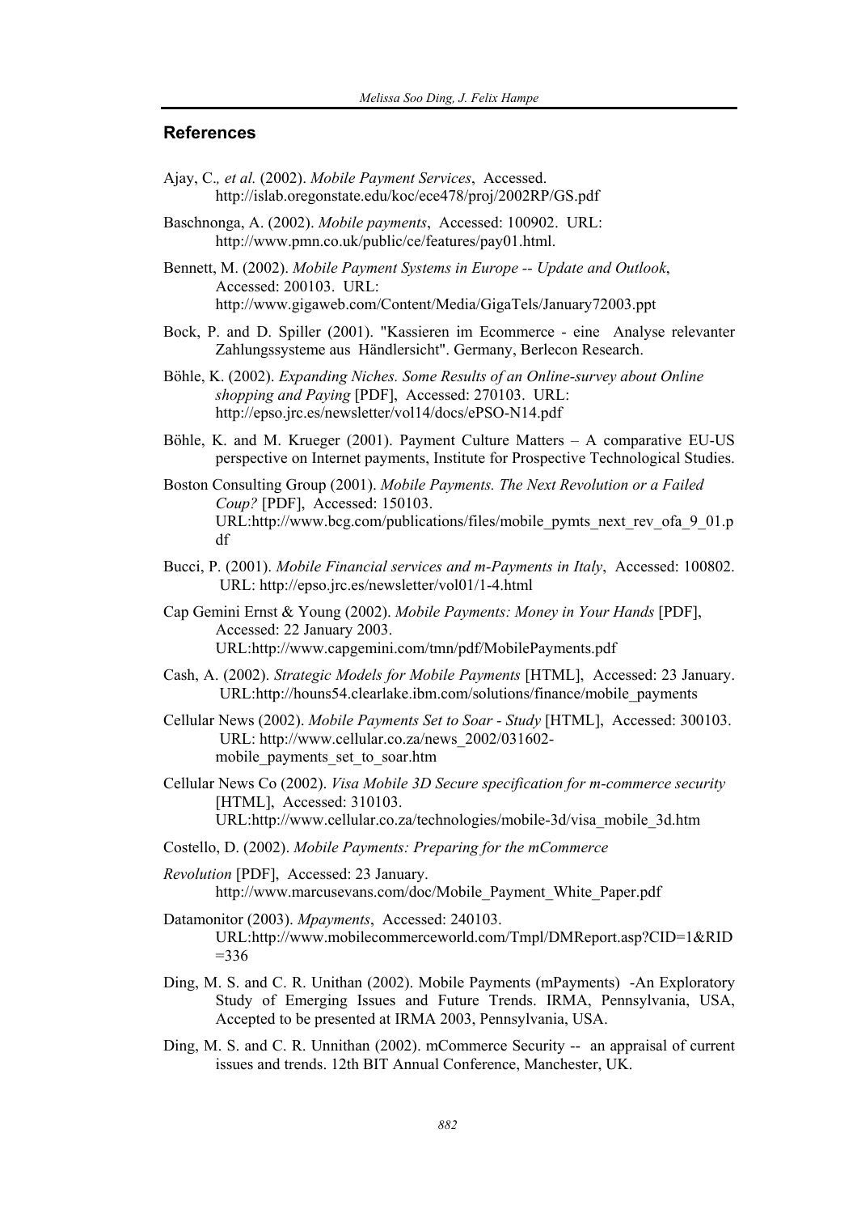## References

Ajay, C.*, et al.* (2002). *Mobile Payment Services*, Accessed. http://islab.oregonstate.edu/koc/ece478/proj/2002RP/GS.pdf

Baschnonga, A. (2002). *Mobile payments*, Accessed: 100902. URL: http://www.pmn.co.uk/public/ce/features/pay01.html.

Bennett, M. (2002). *Mobile Payment Systems in Europe -- Update and Outlook*, Accessed: 200103. URL: http://www.gigaweb.com/Content/Media/GigaTels/January72003.ppt

Bock, P. and D. Spiller (2001). "Kassieren im Ecommerce - eine Analyse relevanter Zahlungssysteme aus Händlersicht". Germany, Berlecon Research.

Böhle, K. (2002). *Expanding Niches. Some Results of an Online-survey about Online shopping and Paying* [PDF], Accessed: 270103. URL: http://epso.jrc.es/newsletter/vol14/docs/ePSO-N14.pdf

Böhle, K. and M. Krueger (2001). Payment Culture Matters – A comparative EU-US perspective on Internet payments, Institute for Prospective Technological Studies.

Boston Consulting Group (2001). *Mobile Payments. The Next Revolution or a Failed Coup?* [PDF], Accessed: 150103. URL:http://www.bcg.com/publications/files/mobile_pymts_next_rev_ofa_9_01.pdf

Bucci, P. (2001). *Mobile Financial services and m-Payments in Italy*, Accessed: 100802. URL: http://epso.jrc.es/newsletter/vol01/1-4.html

Cap Gemini Ernst & Young (2002). *Mobile Payments: Money in Your Hands* [PDF], Accessed: 22 January 2003. URL:http://www.capgemini.com/tmn/pdf/MobilePayments.pdf

Cash, A. (2002). *Strategic Models for Mobile Payments* [HTML], Accessed: 23 January. URL:http://houns54.clearlake.ibm.com/solutions/finance/mobile_payments

Cellular News (2002). *Mobile Payments Set to Soar - Study* [HTML], Accessed: 300103. URL: http://www.cellular.co.za/news_2002/031602-mobile_payments_set_to_soar.htm

Cellular News Co (2002). *Visa Mobile 3D Secure specification for m-commerce security* [HTML], Accessed: 310103. URL:http://www.cellular.co.za/technologies/mobile-3d/visa_mobile_3d.htm

Costello, D. (2002). *Mobile Payments: Preparing for the mCommerce*

*Revolution* [PDF], Accessed: 23 January. http://www.marcusevans.com/doc/Mobile_Payment_White_Paper.pdf

Datamonitor (2003). *Mpayments*, Accessed: 240103. URL:http://www.mobilecommerceworld.com/Tmpl/DMReport.asp?CID=1&RID=336

Ding, M. S. and C. R. Unithan (2002). Mobile Payments (mPayments) -An Exploratory Study of Emerging Issues and Future Trends. IRMA, Pennsylvania, USA, Accepted to be presented at IRMA 2003, Pennsylvania, USA.

Ding, M. S. and C. R. Unnithan (2002). mCommerce Security -- an appraisal of current issues and trends. 12th BIT Annual Conference, Manchester, UK.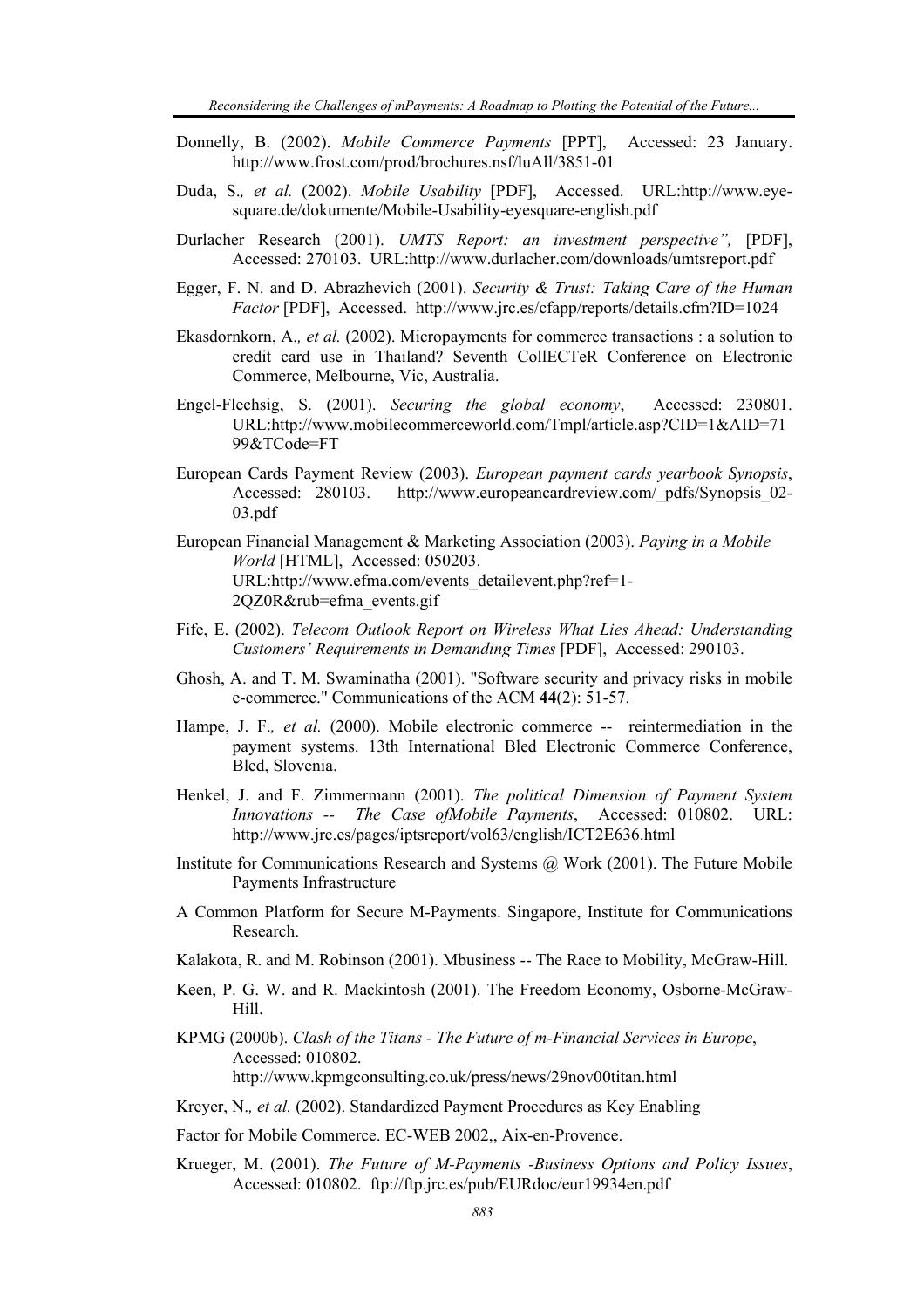Donnelly, B. (2002). *Mobile Commerce Payments* [PPT], Accessed: 23 January. http://www.frost.com/prod/brochures.nsf/luAll/3851-01

Duda, S., *et al.* (2002). *Mobile Usability* [PDF], Accessed. URL:http://www.eye-square.de/dokumente/Mobile-Usability-eyesquare-english.pdf

Durlacher Research (2001). *UMTS Report: an investment perspective",* [PDF], Accessed: 270103. URL:http://www.durlacher.com/downloads/umtsreport.pdf

Egger, F. N. and D. Abrazhevich (2001). *Security & Trust: Taking Care of the Human Factor* [PDF], Accessed. http://www.jrc.es/cfapp/reports/details.cfm?ID=1024

Ekasdornkorn, A., *et al.* (2002). Micropayments for commerce transactions : a solution to credit card use in Thailand? Seventh CollECTeR Conference on Electronic Commerce, Melbourne, Vic, Australia.

Engel-Flechsig, S. (2001). *Securing the global economy*, Accessed: 230801. URL:http://www.mobilecommerceworld.com/Tmpl/article.asp?CID=1&AID=7199&TCode=FT

European Cards Payment Review (2003). *European payment cards yearbook Synopsis*, Accessed: 280103. http://www.europeancardreview.com/_pdfs/Synopsis_02-03.pdf

European Financial Management & Marketing Association (2003). *Paying in a Mobile World* [HTML], Accessed: 050203. URL:http://www.efma.com/events_detailevent.php?ref=1-2QZ0R&rub=efma_events.gif

Fife, E. (2002). *Telecom Outlook Report on Wireless What Lies Ahead: Understanding Customers' Requirements in Demanding Times* [PDF], Accessed: 290103.

Ghosh, A. and T. M. Swaminatha (2001). "Software security and privacy risks in mobile e-commerce." Communications of the ACM **44**(2): 51-57.

Hampe, J. F., *et al.* (2000). Mobile electronic commerce -- reintermediation in the payment systems. 13th International Bled Electronic Commerce Conference, Bled, Slovenia.

Henkel, J. and F. Zimmermann (2001). *The political Dimension of Payment System Innovations -- The Case ofMobile Payments*, Accessed: 010802. URL: http://www.jrc.es/pages/iptsreport/vol63/english/ICT2E636.html

Institute for Communications Research and Systems @ Work (2001). The Future Mobile Payments Infrastructure

A Common Platform for Secure M-Payments. Singapore, Institute for Communications Research.

Kalakota, R. and M. Robinson (2001). Mbusiness -- The Race to Mobility, McGraw-Hill.

Keen, P. G. W. and R. Mackintosh (2001). The Freedom Economy, Osborne-McGraw-Hill.

KPMG (2000b). *Clash of the Titans - The Future of m-Financial Services in Europe*, Accessed: 010802. http://www.kpmgconsulting.co.uk/press/news/29nov00titan.html

Kreyer, N., *et al.* (2002). Standardized Payment Procedures as Key Enabling

Factor for Mobile Commerce. EC-WEB 2002,, Aix-en-Provence.

Krueger, M. (2001). *The Future of M-Payments -Business Options and Policy Issues*, Accessed: 010802. ftp://ftp.jrc.es/pub/EURdoc/eur19934en.pdf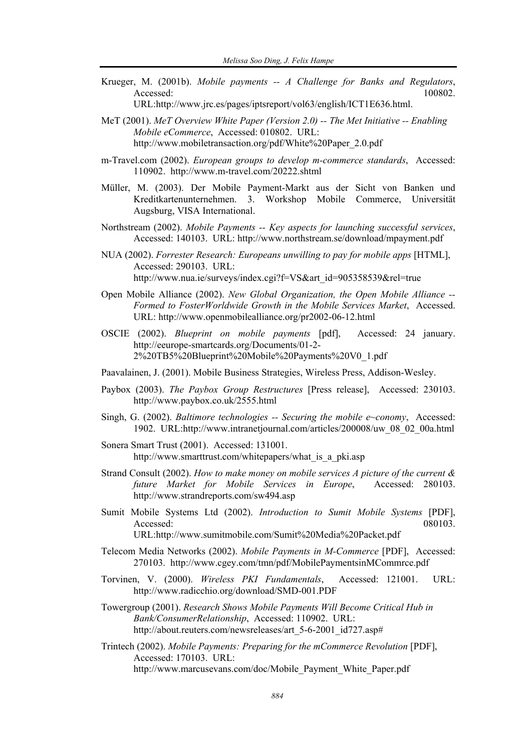Krueger, M. (2001b). *Mobile payments -- A Challenge for Banks and Regulators*, Accessed: 100802. URL:http://www.jrc.es/pages/iptsreport/vol63/english/ICT1E636.html.

MeT (2001). *MeT Overview White Paper (Version 2.0) -- The Met Initiative -- Enabling Mobile eCommerce*, Accessed: 010802. URL: http://www.mobiletransaction.org/pdf/White%20Paper_2.0.pdf

m-Travel.com (2002). *European groups to develop m-commerce standards*, Accessed: 110902. http://www.m-travel.com/20222.shtml

Müller, M. (2003). Der Mobile Payment-Markt aus der Sicht von Banken und Kreditkartenunternehmen. 3. Workshop Mobile Commerce, Universität Augsburg, VISA International.

Northstream (2002). *Mobile Payments -- Key aspects for launching successful services*, Accessed: 140103. URL: http://www.northstream.se/download/mpayment.pdf

NUA (2002). *Forrester Research: Europeans unwilling to pay for mobile apps* [HTML], Accessed: 290103. URL: http://www.nua.ie/surveys/index.cgi?f=VS&art_id=905358539&rel=true

Open Mobile Alliance (2002). *New Global Organization, the Open Mobile Alliance -- Formed to FosterWorldwide Growth in the Mobile Services Market*, Accessed. URL: http://www.openmobilealliance.org/pr2002-06-12.html

OSCIE (2002). *Blueprint on mobile payments* [pdf], Accessed: 24 january. http://eeurope-smartcards.org/Documents/01-2-2%20TB5%20Blueprint%20Mobile%20Payments%20V0_1.pdf

Paavalainen, J. (2001). Mobile Business Strategies, Wireless Press, Addison-Wesley.

Paybox (2003). *The Paybox Group Restructures* [Press release], Accessed: 230103. http://www.paybox.co.uk/2555.html

Singh, G. (2002). *Baltimore technologies -- Securing the mobile e~conomy*, Accessed: 1902. URL:http://www.intranetjournal.com/articles/200008/uw_08_02_00a.html

Sonera Smart Trust (2001). Accessed: 131001. http://www.smarttrust.com/whitepapers/what_is_a_pki.asp

Strand Consult (2002). *How to make money on mobile services A picture of the current & future Market for Mobile Services in Europe*, Accessed: 280103. http://www.strandreports.com/sw494.asp

Sumit Mobile Systems Ltd (2002). *Introduction to Sumit Mobile Systems* [PDF], Accessed: 080103. URL:http://www.sumitmobile.com/Sumit%20Media%20Packet.pdf

Telecom Media Networks (2002). *Mobile Payments in M-Commerce* [PDF], Accessed: 270103. http://www.cgey.com/tmn/pdf/MobilePaymentsinMCommrce.pdf

Torvinen, V. (2000). *Wireless PKI Fundamentals*, Accessed: 121001. URL: http://www.radicchio.org/download/SMD-001.PDF

Towergroup (2001). *Research Shows Mobile Payments Will Become Critical Hub in Bank/ConsumerRelationship*, Accessed: 110902. URL: http://about.reuters.com/newsreleases/art_5-6-2001_id727.asp#

Trintech (2002). *Mobile Payments: Preparing for the mCommerce Revolution* [PDF], Accessed: 170103. URL: http://www.marcusevans.com/doc/Mobile_Payment_White_Paper.pdf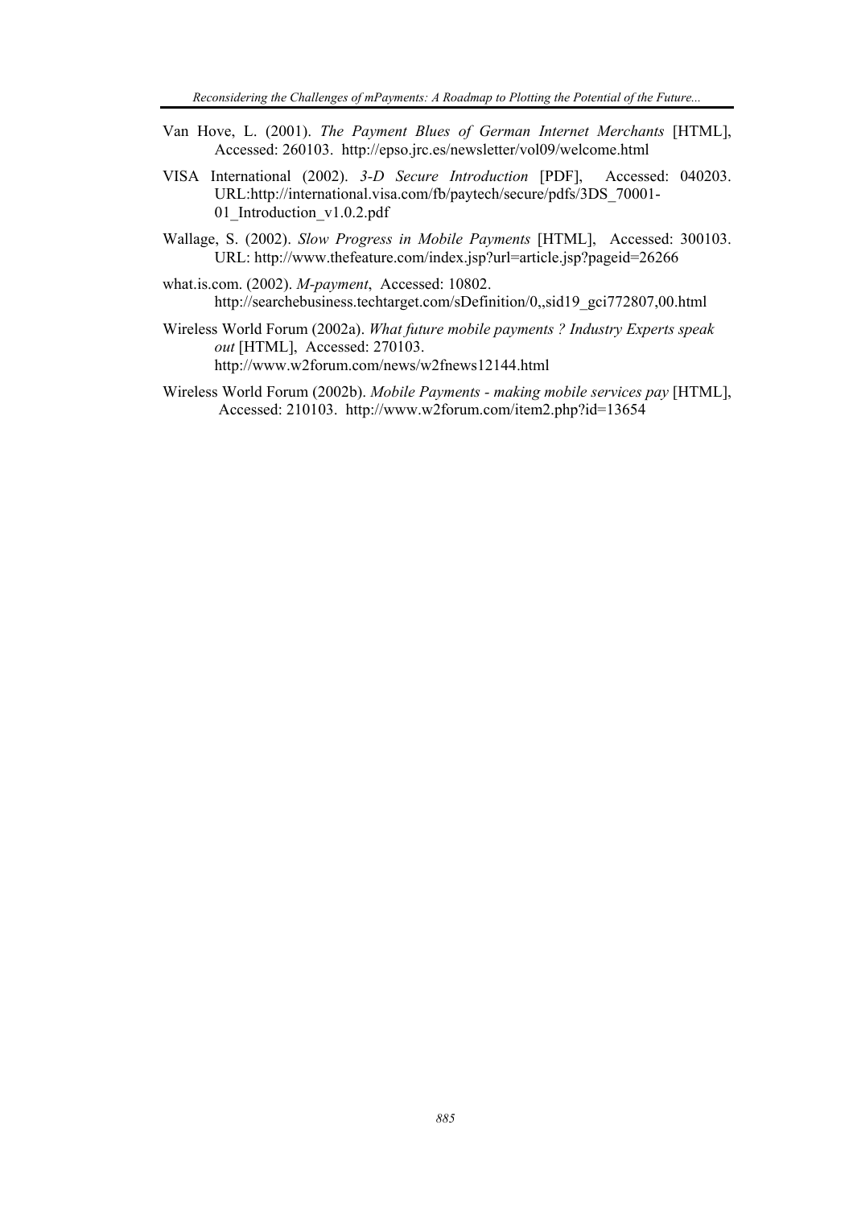Van Hove, L. (2001). *The Payment Blues of German Internet Merchants* [HTML], Accessed: 260103. http://epso.jrc.es/newsletter/vol09/welcome.html

VISA International (2002). *3-D Secure Introduction* [PDF], Accessed: 040203. URL:http://international.visa.com/fb/paytech/secure/pdfs/3DS_70001-01_Introduction_v1.0.2.pdf

Wallage, S. (2002). *Slow Progress in Mobile Payments* [HTML], Accessed: 300103. URL: http://www.thefeature.com/index.jsp?url=article.jsp?pageid=26266

what.is.com. (2002). *M-payment*, Accessed: 10802. http://searchebusiness.techtarget.com/sDefinition/0,,sid19_gci772807,00.html

Wireless World Forum (2002a). *What future mobile payments ? Industry Experts speak out* [HTML], Accessed: 270103. http://www.w2forum.com/news/w2fnews12144.html

Wireless World Forum (2002b). *Mobile Payments - making mobile services pay* [HTML], Accessed: 210103. http://www.w2forum.com/item2.php?id=13654